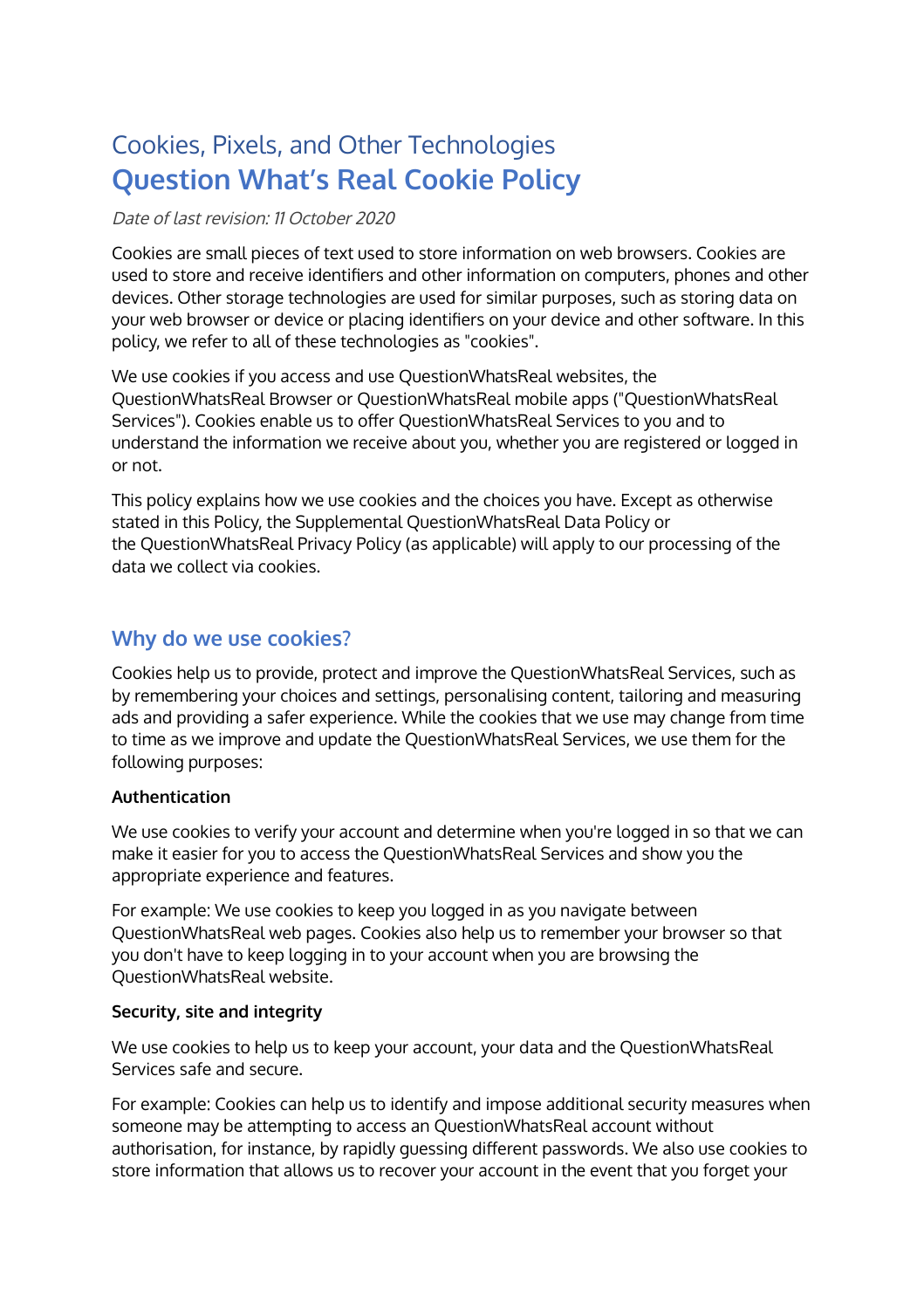Cookies, Pixels, and Other Technologies

# Question What's Real Cookie Policy

*Date of last revision: 11 October 2020*

Cookies are small pieces of text used to store information on web browsers. Cookies are used to store and receive identifiers and other information on computers, phones and other devices. Other storage technologies are used for similar purposes, such as storing data on your web browser or device or placing identifiers on your device and other software. In this policy, we refer to all of these technologies as "cookies".

We use cookies if you access and use QuestionWhatsReal websites, the QuestionWhatsReal Browser or QuestionWhatsReal mobile apps ("QuestionWhatsReal Services"). Cookies enable us to offer QuestionWhatsReal Services to you and to understand the information we receive about you, whether you are registered or logged in or not.

This policy explains how we use cookies and the choices you have. Except as otherwise stated in this Policy, the Supplemental QuestionWhatsReal Data Policy or the QuestionWhatsReal Privacy Policy (as applicable) will apply to our processing of the data we collect via cookies.

## Why do we use cookies?

Cookies help us to provide, protect and improve the QuestionWhatsReal Services, such as by remembering your choices and settings, personalising content, tailoring and measuring ads and providing a safer experience. While the cookies that we use may change from time to time as we improve and update the QuestionWhatsReal Services, we use them for the following purposes:

**Authentication**

We use cookies to verify your account and determine when you're logged in so that we can make it easier for you to access the QuestionWhatsReal Services and show you the appropriate experience and features.

For example: We use cookies to keep you logged in as you navigate between QuestionWhatsReal web pages. Cookies also help us to remember your browser so that you don't have to keep logging in to your account when you are browsing the QuestionWhatsReal website.

**Security, site and integrity**

We use cookies to help us to keep your account, your data and the QuestionWhatsReal Services safe and secure.

For example: Cookies can help us to identify and impose additional security measures when someone may be attempting to access an QuestionWhatsReal account without authorisation, for instance, by rapidly guessing different passwords. We also use cookies to store information that allows us to recover your account in the event that you forget your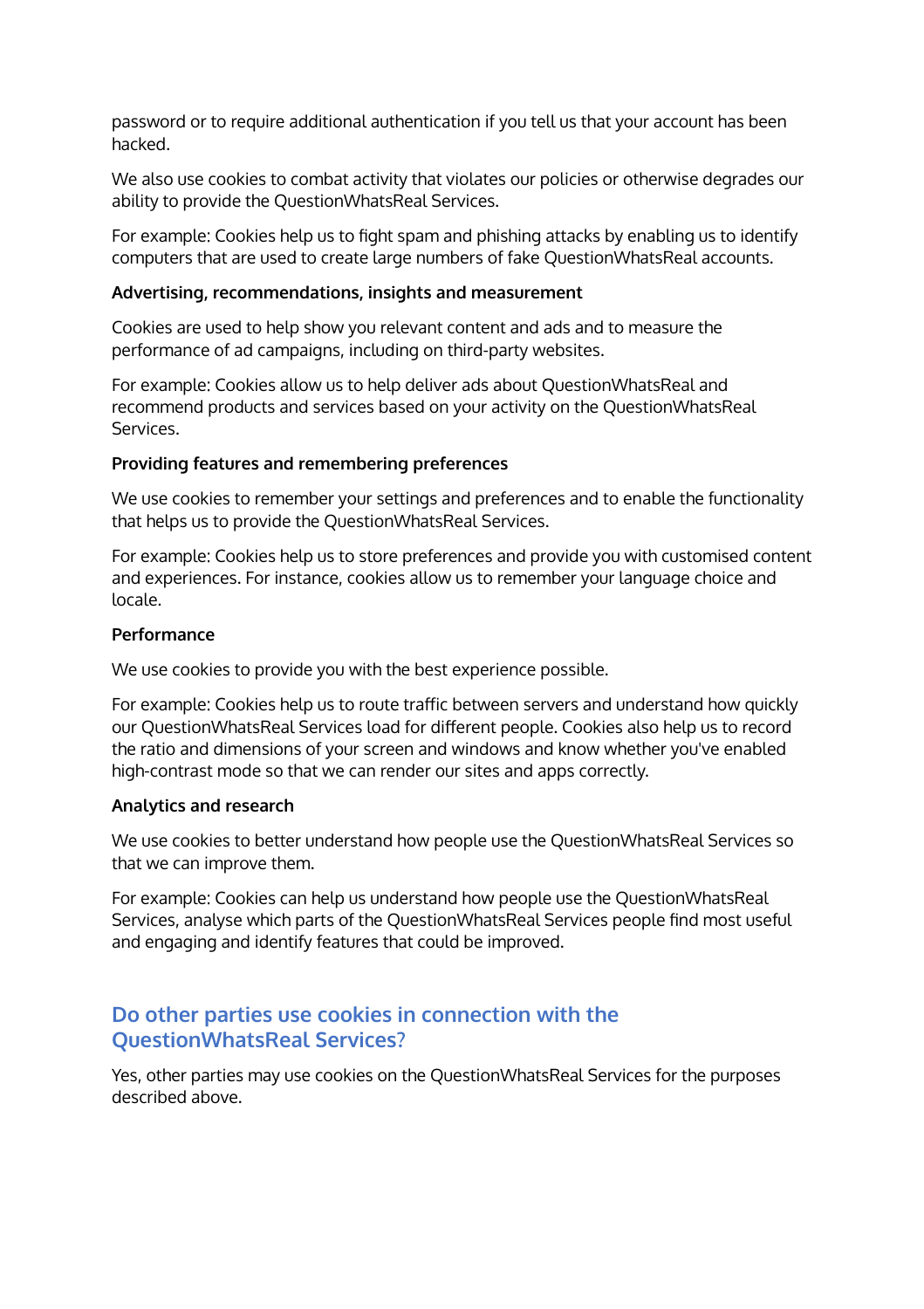password or to require additional authentication if you tell us that your account has been hacked.

We also use cookies to combat activity that violates our policies or otherwise degrades our ability to provide the QuestionWhatsReal Services.

For example: Cookies help us to fight spam and phishing attacks by enabling us to identify computers that are used to create large numbers of fake QuestionWhatsReal accounts.

**Advertising, recommendations, insights and measurement**

Cookies are used to help show you relevant content and ads and to measure the performance of ad campaigns, including on third-party websites.

For example: Cookies allow us to help deliver ads about QuestionWhatsReal and recommend products and services based on your activity on the QuestionWhatsReal Services.

**Providing features and remembering preferences**

We use cookies to remember your settings and preferences and to enable the functionality that helps us to provide the QuestionWhatsReal Services.

For example: Cookies help us to store preferences and provide you with customised content and experiences. For instance, cookies allow us to remember your language choice and locale.

**Performance**

We use cookies to provide you with the best experience possible.

For example: Cookies help us to route traffic between servers and understand how quickly our QuestionWhatsReal Services load for different people. Cookies also help us to record the ratio and dimensions of your screen and windows and know whether you've enabled high-contrast mode so that we can render our sites and apps correctly.

**Analytics and research**

We use cookies to better understand how people use the QuestionWhatsReal Services so that we can improve them.

For example: Cookies can help us understand how people use the QuestionWhatsReal Services, analyse which parts of the QuestionWhatsReal Services people find most useful and engaging and identify features that could be improved.

## Do other parties use cookies in connection with the QuestionWhatsReal Services?

Yes, other parties may use cookies on the QuestionWhatsReal Services for the purposes described above.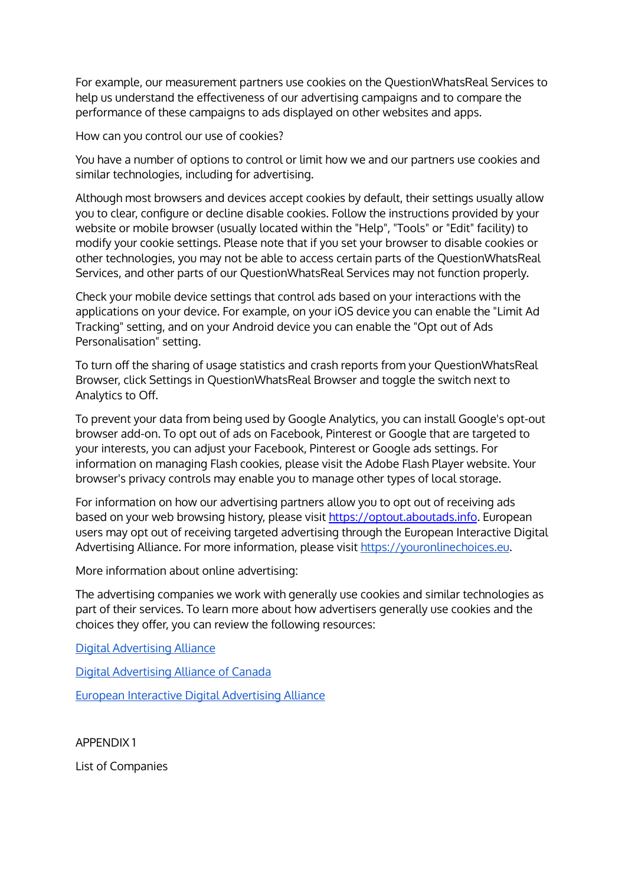For example, our measurement partners use cookies on the QuestionWhatsReal Services to help us understand the effectiveness of our advertising campaigns and to compare the performance of these campaigns to ads displayed on other websites and apps.

How can you control our use of cookies?

You have a number of options to control or limit how we and our partners use cookies and similar technologies, including for advertising.

Although most browsers and devices accept cookies by default, their settings usually allow you to clear, configure or decline disable cookies. Follow the instructions provided by your website or mobile browser (usually located within the "Help", "Tools" or "Edit" facility) to modify your cookie settings. Please note that if you set your browser to disable cookies or other technologies, you may not be able to access certain parts of the QuestionWhatsReal Services, and other parts of our QuestionWhatsReal Services may not function properly.

Check your mobile device settings that control ads based on your interactions with the applications on your device. For example, on your iOS device you can enable the "Limit Ad Tracking" setting, and on your Android device you can enable the "Opt out of Ads Personalisation" setting.

To turn off the sharing of usage statistics and crash reports from your QuestionWhatsReal Browser, click Settings in QuestionWhatsReal Browser and toggle the switch next to Analytics to Off.

To prevent your data from being used by Google Analytics, you can install Google's opt-out browser add-on. To opt out of ads on Facebook, Pinterest or Google that are targeted to your interests, you can adjust your Facebook, Pinterest or Google ads settings. For information on managing Flash cookies, please visit the Adobe Flash Player website. Your browser's privacy controls may enable you to manage other types of local storage.

For information on how our advertising partners allow you to opt out of receiving ads based on your web browsing history, please visit [https://optout.aboutads.info](https://optout.aboutads.info). European users may opt out of receiving targeted advertising through the European Interactive Digital Advertising Alliance. For more information, please visit [https://youronlinechoices.eu](https://youronlinechoices.eu).

More information about online advertising:

The advertising companies we work with generally use cookies and similar technologies as part of their services. To learn more about how advertisers generally use cookies and the choices they offer, you can review the following resources:

Digital Advertising Alliance

Digital Advertising Alliance of Canada

European Interactive Digital Advertising Alliance

APPENDIX 1

List of Companies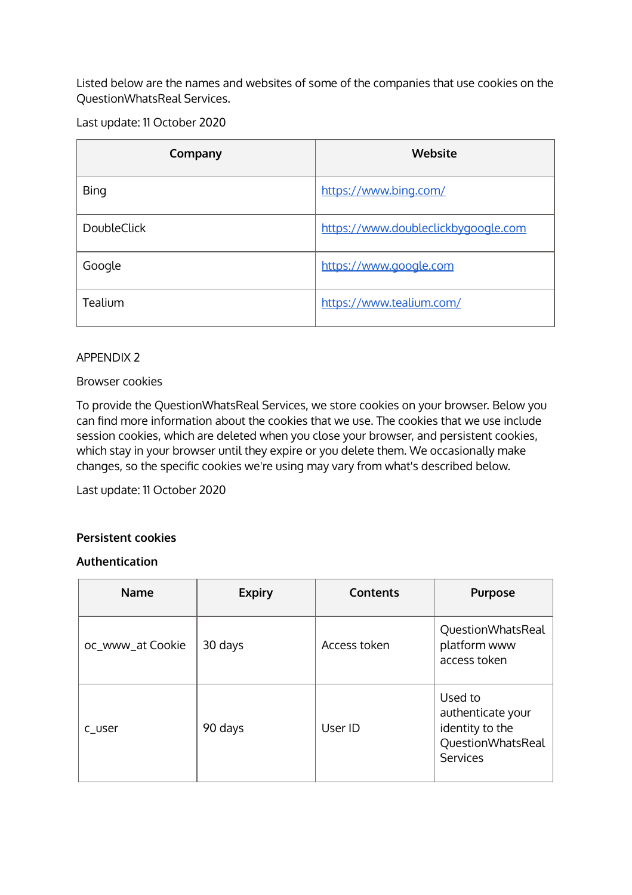Listed below are the names and websites of some of the companies that use cookies on the QuestionWhatsReal Services.

Last update: 11 October 2020

| Company | Website |
| --- | --- |
| Bing | https://www.bing.com/ |
| DoubleClick | https://www.doubleclickbygoogle.com |
| Google | https://www.google.com |
| Tealium | https://www.tealium.com/ |

APPENDIX 2

Browser cookies

To provide the QuestionWhatsReal Services, we store cookies on your browser. Below you can find more information about the cookies that we use. The cookies that we use include session cookies, which are deleted when you close your browser, and persistent cookies, which stay in your browser until they expire or you delete them. We occasionally make changes, so the specific cookies we're using may vary from what's described below.

Last update: 11 October 2020

**Persistent cookies**

**Authentication**

| Name | Expiry | Contents | Purpose |
| --- | --- | --- | --- |
| oc_www_at Cookie | 30 days | Access token | QuestionWhatsReal platform www access token |
| c_user | 90 days | User ID | Used to authenticate your identity to the QuestionWhatsReal Services |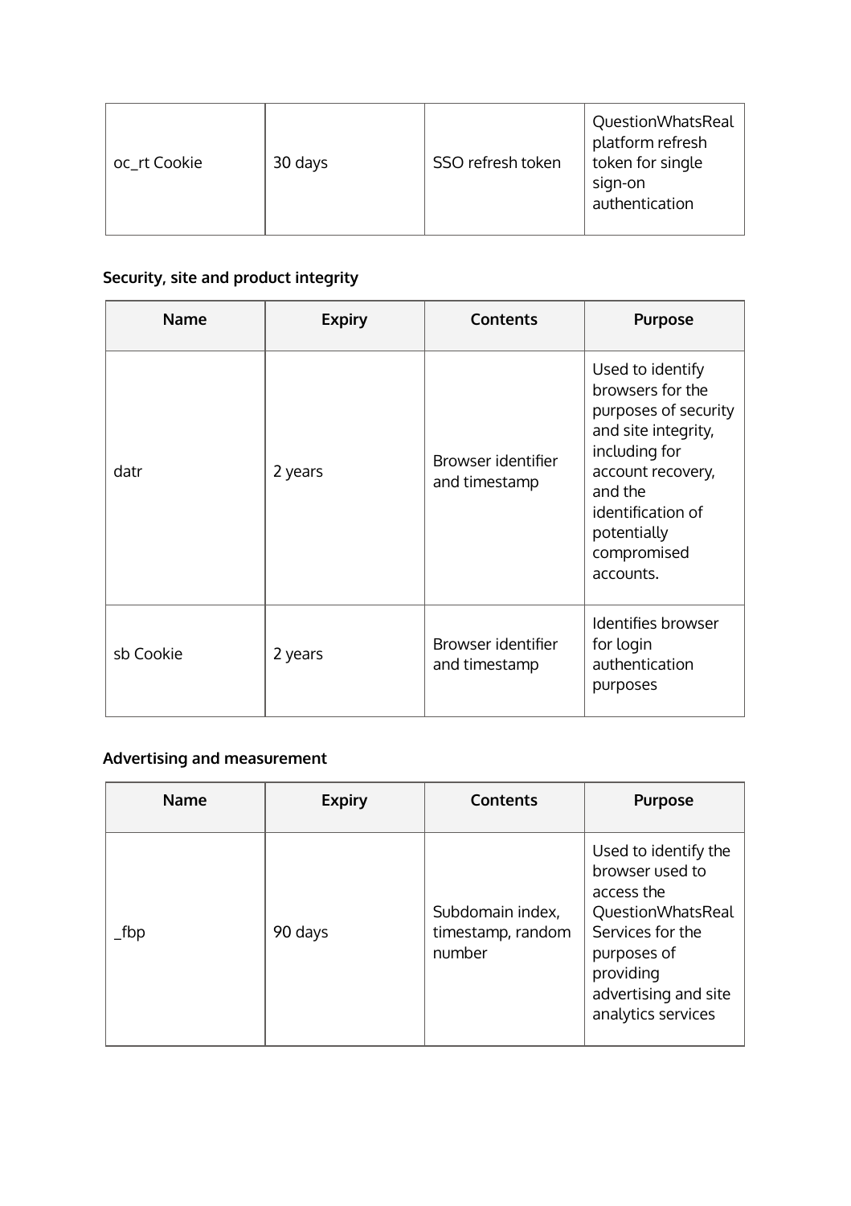| oc_rt Cookie | 30 days | SSO refresh token | QuestionWhatsReal platform refresh token for single sign-on authentication |
|---|---|---|---|

**Security, site and product integrity**

| Name | Expiry | Contents | Purpose |
|---|---|---|---|
| datr | 2 years | Browser identifier and timestamp | Used to identify browsers for the purposes of security and site integrity, including for account recovery, and the identification of potentially compromised accounts. |
| sb Cookie | 2 years | Browser identifier and timestamp | Identifies browser for login authentication purposes |

**Advertising and measurement**

| Name | Expiry | Contents | Purpose |
|---|---|---|---|
| _fbp | 90 days | Subdomain index, timestamp, random number | Used to identify the browser used to access the QuestionWhatsReal Services for the purposes of providing advertising and site analytics services |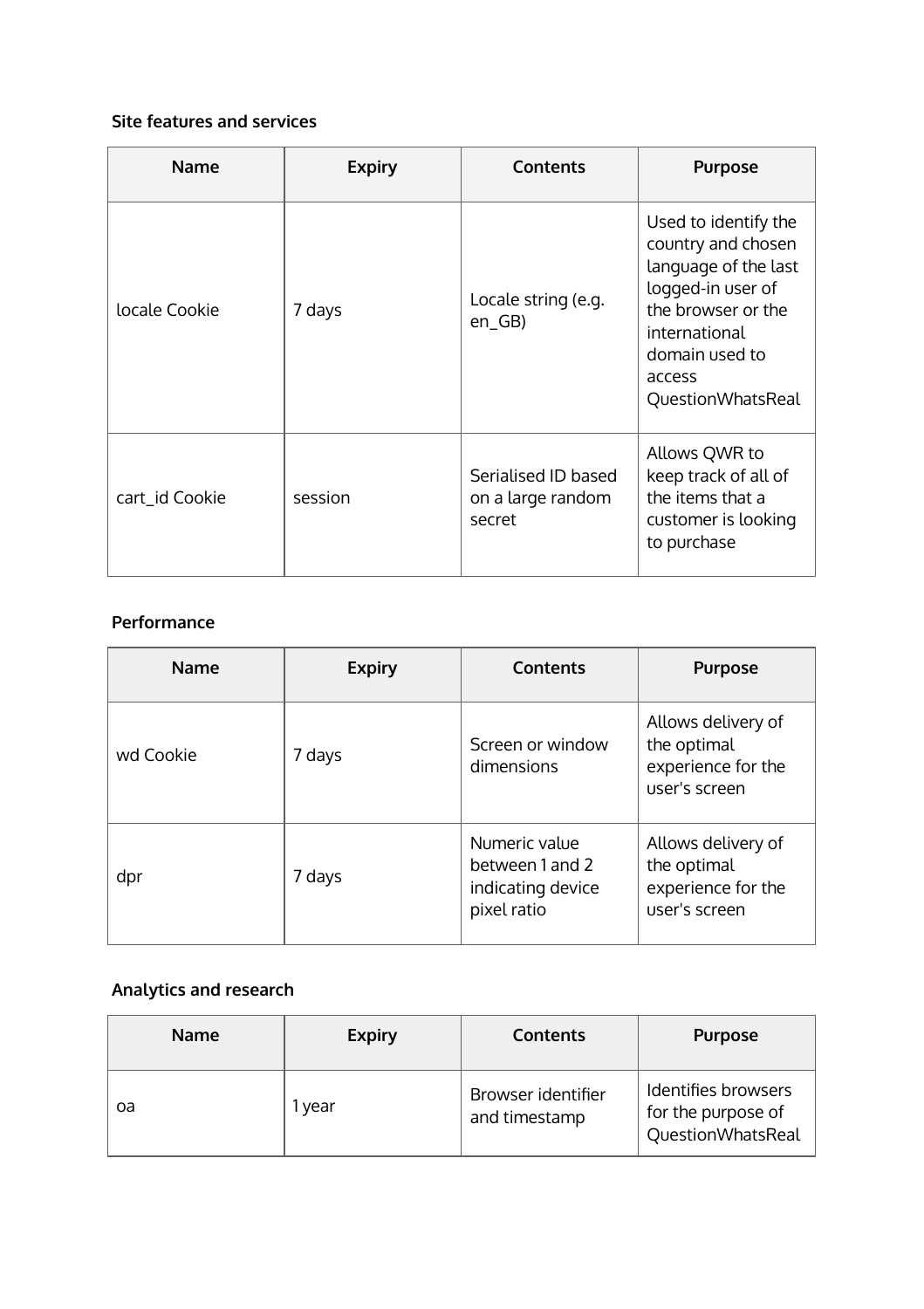**Site features and services**

| Name | Expiry | Contents | Purpose |
| --- | --- | --- | --- |
| locale Cookie | 7 days | Locale string (e.g. en_GB) | Used to identify the country and chosen language of the last logged-in user of the browser or the international domain used to access QuestionWhatsReal |
| cart_id Cookie | session | Serialised ID based on a large random secret | Allows QWR to keep track of all of the items that a customer is looking to purchase |

**Performance**

| Name | Expiry | Contents | Purpose |
| --- | --- | --- | --- |
| wd Cookie | 7 days | Screen or window dimensions | Allows delivery of the optimal experience for the user's screen |
| dpr | 7 days | Numeric value between 1 and 2 indicating device pixel ratio | Allows delivery of the optimal experience for the user's screen |

**Analytics and research**

| Name | Expiry | Contents | Purpose |
| --- | --- | --- | --- |
| oa | 1 year | Browser identifier and timestamp | Identifies browsers for the purpose of QuestionWhatsReal |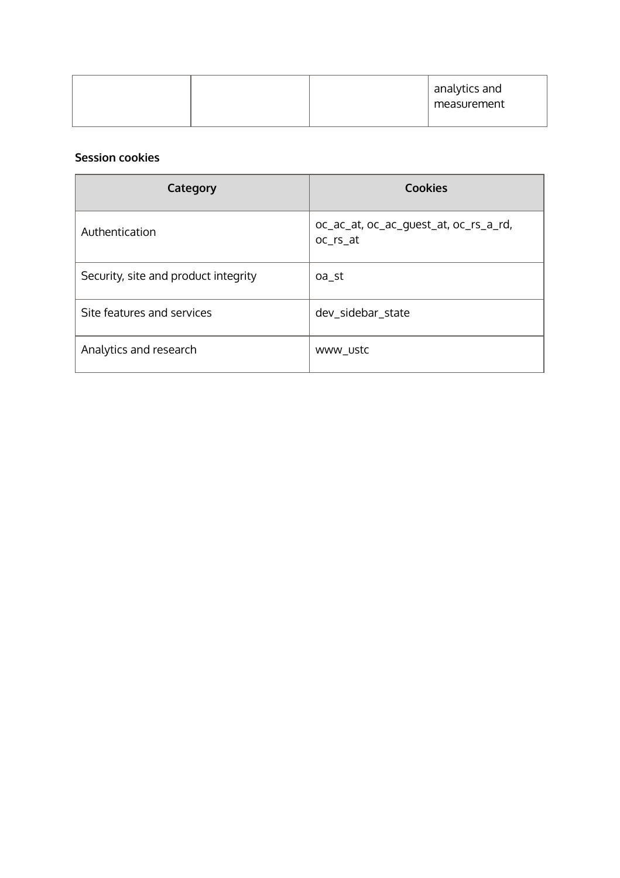| | | | |
|---|---|---|---|
| | | | analytics and measurement |

**Session cookies**

| Category | Cookies |
|---|---|
| Authentication | oc_ac_at, oc_ac_guest_at, oc_rs_a_rd, oc_rs_at |
| Security, site and product integrity | oa_st |
| Site features and services | dev_sidebar_state |
| Analytics and research | www_ustc |